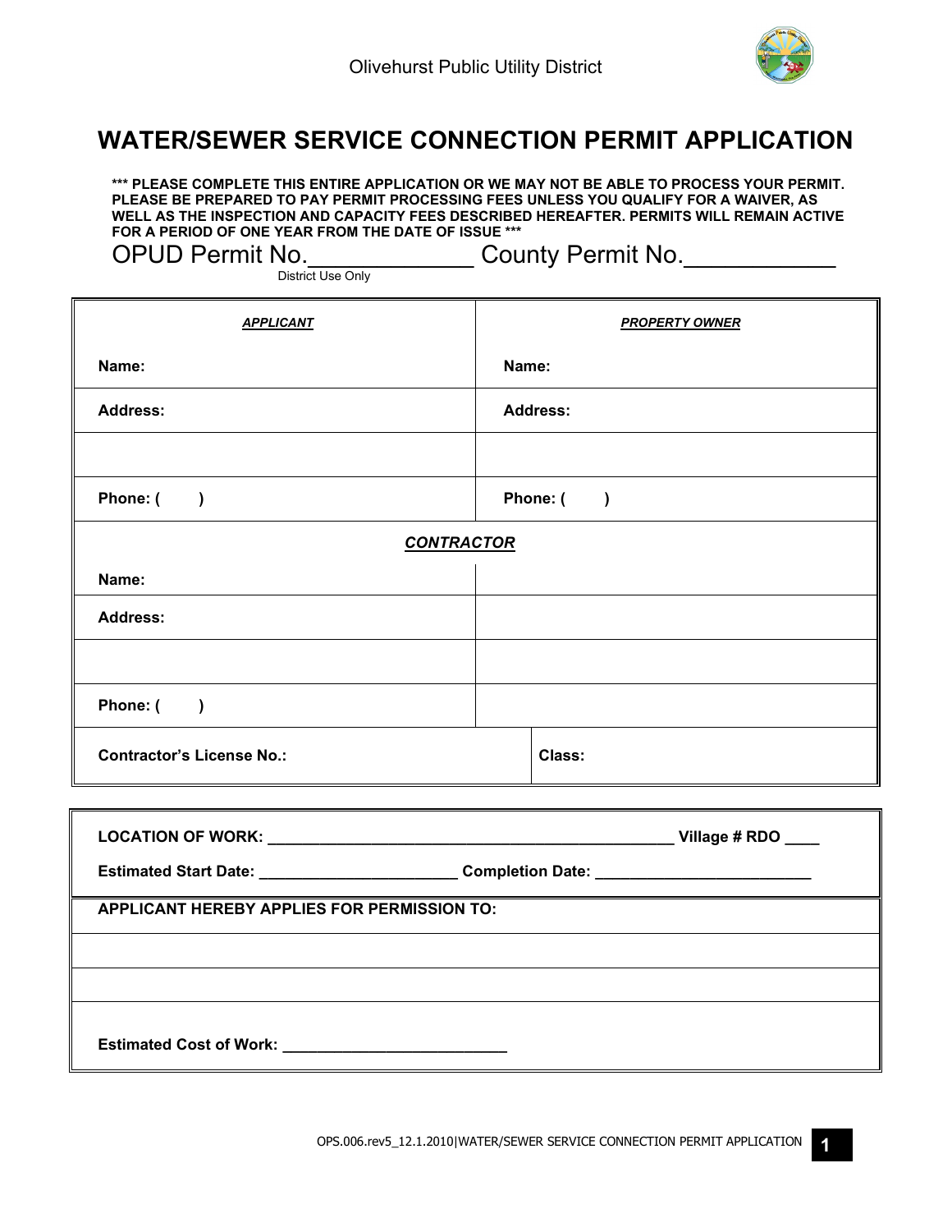Olivehurst Public Utility District

# WATER/SEWER SERVICE CONNECTION PERMIT APPLICATION

**\*\*\* PLEASE COMPLETE THIS ENTIRE APPLICATION OR WE MAY NOT BE ABLE TO PROCESS YOUR PERMIT. PLEASE BE PREPARED TO PAY PERMIT PROCESSING FEES UNLESS YOU QUALIFY FOR A WAIVER, AS WELL AS THE INSPECTION AND CAPACITY FEES DESCRIBED HEREAFTER. PERMITS WILL REMAIN ACTIVE FOR A PERIOD OF ONE YEAR FROM THE DATE OF ISSUE \*\*\***

OPUD Permit No.____________ County Permit No.___________
District Use Only

| ***APPLICANT*** | ***PROPERTY OWNER*** |
|---|---|
| **Name:** | **Name:** |
| **Address:** | **Address:** |
| | |
| **Phone: (       )** | **Phone: (       )** |
| ***CONTRACTOR*** | |
| **Name:** | |
| **Address:** | |
| | |
| **Phone: (       )** | |
| **Contractor's License No.:** | **Class:** |

**LOCATION OF WORK:** _______________________________________________ **Village # RDO** ____

**Estimated Start Date:** ______________________ **Completion Date:** ________________________

**APPLICANT HEREBY APPLIES FOR PERMISSION TO:**

______________________________________________________________________

______________________________________________________________________

**Estimated Cost of Work:** _________________________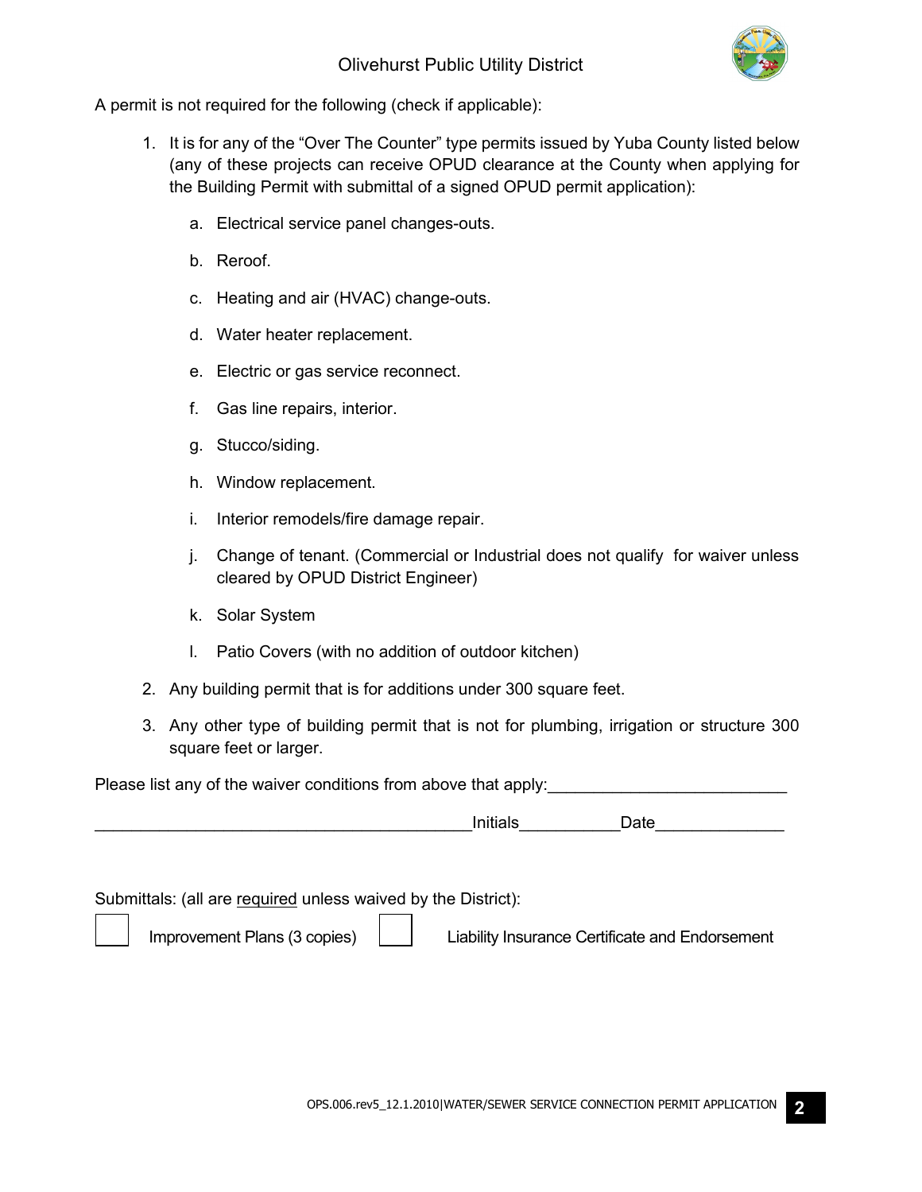A permit is not required for the following (check if applicable):

1. It is for any of the "Over The Counter" type permits issued by Yuba County listed below (any of these projects can receive OPUD clearance at the County when applying for the Building Permit with submittal of a signed OPUD permit application):

   a. Electrical service panel changes-outs.

   b. Reroof.

   c. Heating and air (HVAC) change-outs.

   d. Water heater replacement.

   e. Electric or gas service reconnect.

   f. Gas line repairs, interior.

   g. Stucco/siding.

   h. Window replacement.

   i. Interior remodels/fire damage repair.

   j. Change of tenant. (Commercial or Industrial does not qualify for waiver unless cleared by OPUD District Engineer)

   k. Solar System

   l. Patio Covers (with no addition of outdoor kitchen)

2. Any building permit that is for additions under 300 square feet.

3. Any other type of building permit that is not for plumbing, irrigation or structure 300 square feet or larger.

Please list any of the waiver conditions from above that apply:__________________________

__________________________________________Initials___________Date______________

Submittals: (all are required unless waived by the District):

☐ Improvement Plans (3 copies) ☐ Liability Insurance Certificate and Endorsement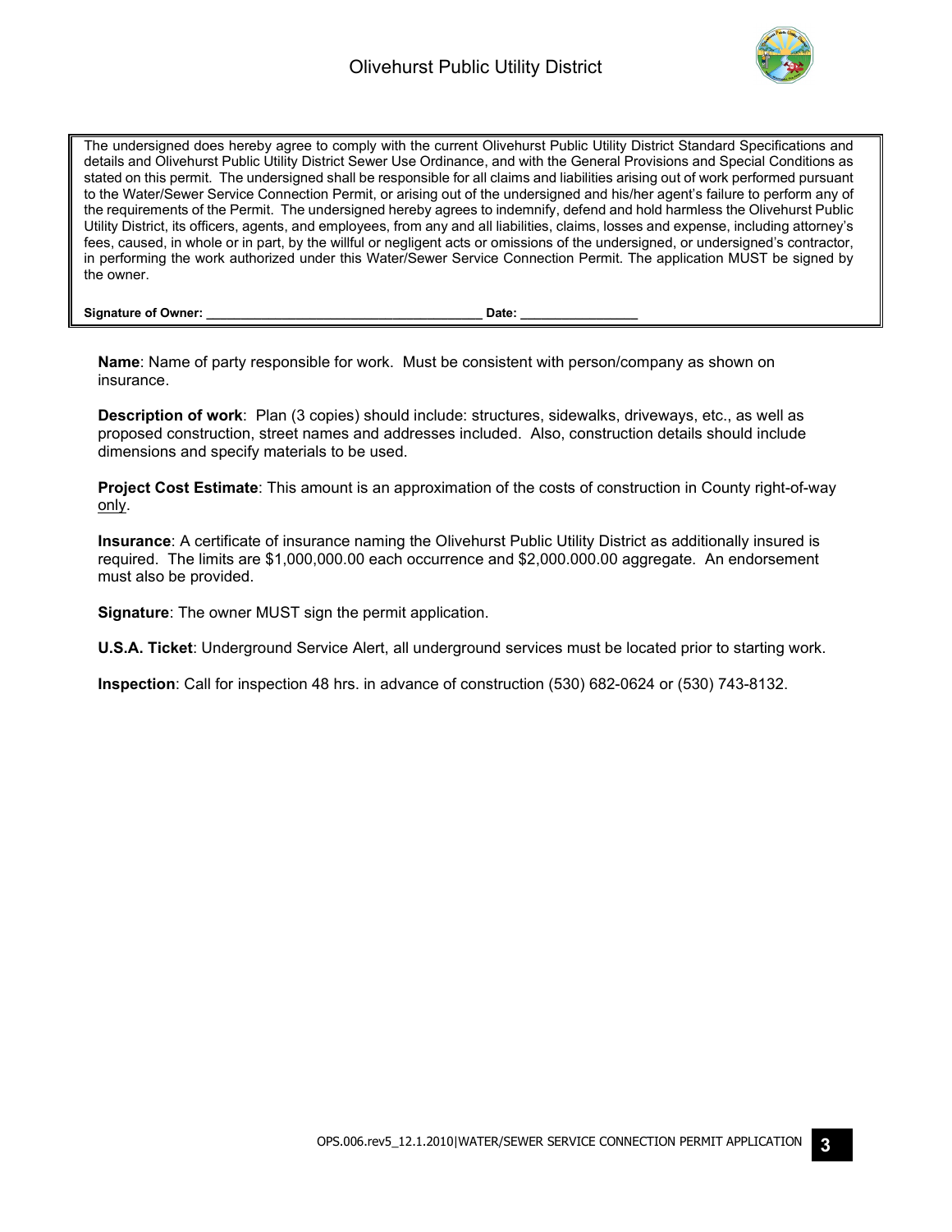The undersigned does hereby agree to comply with the current Olivehurst Public Utility District Standard Specifications and details and Olivehurst Public Utility District Sewer Use Ordinance, and with the General Provisions and Special Conditions as stated on this permit. The undersigned shall be responsible for all claims and liabilities arising out of work performed pursuant to the Water/Sewer Service Connection Permit, or arising out of the undersigned and his/her agent's failure to perform any of the requirements of the Permit. The undersigned hereby agrees to indemnify, defend and hold harmless the Olivehurst Public Utility District, its officers, agents, and employees, from any and all liabilities, claims, losses and expense, including attorney's fees, caused, in whole or in part, by the willful or negligent acts or omissions of the undersigned, or undersigned's contractor, in performing the work authorized under this Water/Sewer Service Connection Permit. The application MUST be signed by the owner.

**Signature of Owner: ______________________________________ Date: ________________**

**Name**: Name of party responsible for work. Must be consistent with person/company as shown on insurance.

**Description of work**: Plan (3 copies) should include: structures, sidewalks, driveways, etc., as well as proposed construction, street names and addresses included. Also, construction details should include dimensions and specify materials to be used.

**Project Cost Estimate**: This amount is an approximation of the costs of construction in County right-of-way only.

**Insurance**: A certificate of insurance naming the Olivehurst Public Utility District as additionally insured is required. The limits are $1,000,000.00 each occurrence and $2,000.000.00 aggregate. An endorsement must also be provided.

**Signature**: The owner MUST sign the permit application.

**U.S.A. Ticket**: Underground Service Alert, all underground services must be located prior to starting work.

**Inspection**: Call for inspection 48 hrs. in advance of construction (530) 682-0624 or (530) 743-8132.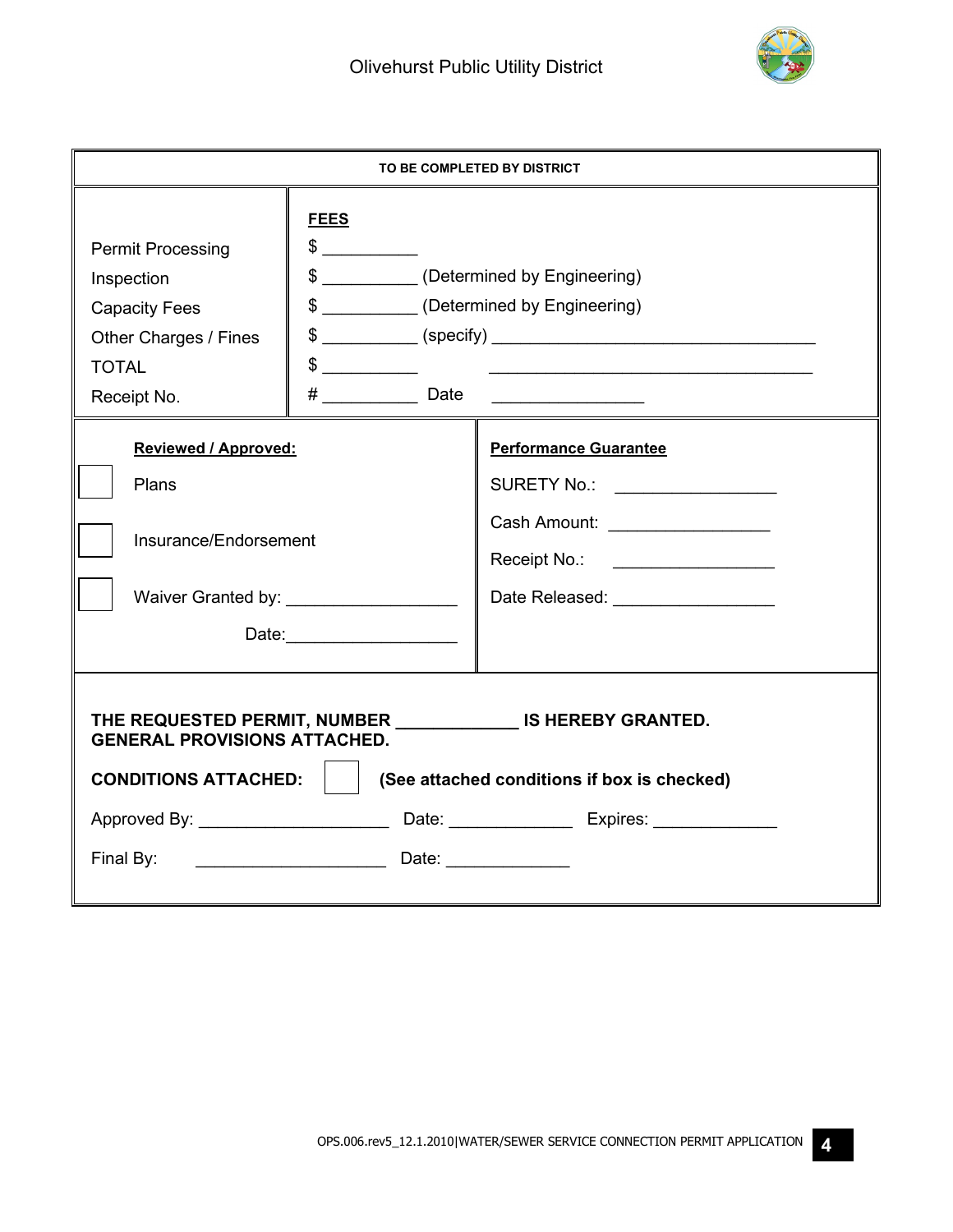**TO BE COMPLETED BY DISTRICT**

| | **FEES** |
|---|---|
| Permit Processing | $ __________ |
| Inspection | $ __________ (Determined by Engineering) |
| Capacity Fees | $ __________ (Determined by Engineering) |
| Other Charges / Fines | $ __________ (specify) ________________________________ |
| TOTAL | $ __________ ________________________________ |
| Receipt No. | # __________ Date _______________ |

| **Reviewed / Approved:** | **Performance Guarantee** |
|---|---|
| ☐ Plans | SURETY No.: ________________ |
| ☐ Insurance/Endorsement | Cash Amount: ________________ |
| | Receipt No.: ________________ |
| ☐ Waiver Granted by: _________________ | Date Released: ________________ |
| Date:_________________ | |

**THE REQUESTED PERMIT, NUMBER ____________ IS HEREBY GRANTED.**
**GENERAL PROVISIONS ATTACHED.**

**CONDITIONS ATTACHED:** ☐ **(See attached conditions if box is checked)**

Approved By: ___________________ Date: ____________ Expires: ____________

Final By: ___________________ Date: ____________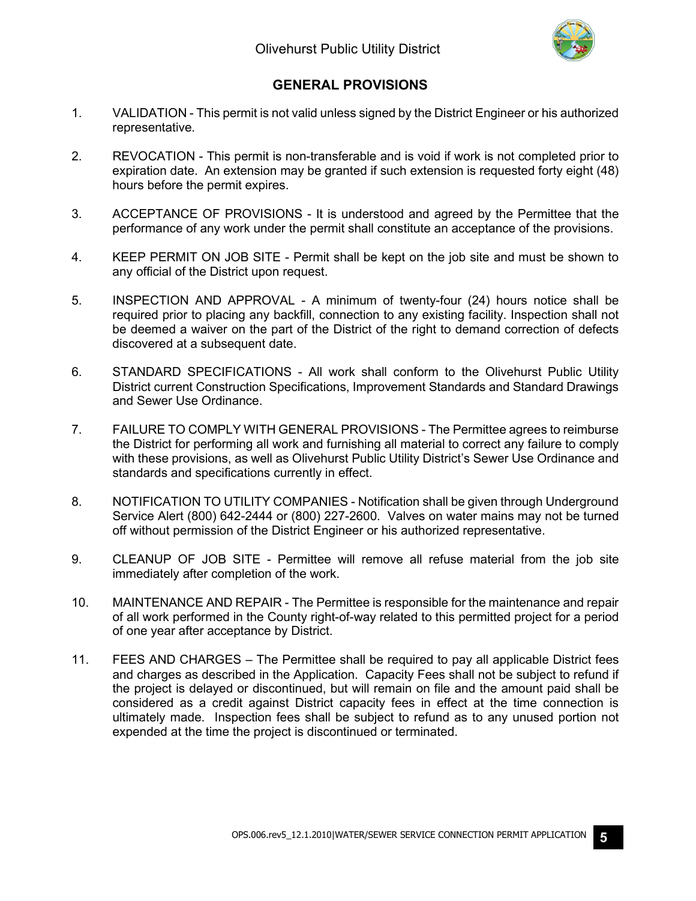## GENERAL PROVISIONS

1. VALIDATION - This permit is not valid unless signed by the District Engineer or his authorized representative.

2. REVOCATION - This permit is non-transferable and is void if work is not completed prior to expiration date. An extension may be granted if such extension is requested forty eight (48) hours before the permit expires.

3. ACCEPTANCE OF PROVISIONS - It is understood and agreed by the Permittee that the performance of any work under the permit shall constitute an acceptance of the provisions.

4. KEEP PERMIT ON JOB SITE - Permit shall be kept on the job site and must be shown to any official of the District upon request.

5. INSPECTION AND APPROVAL - A minimum of twenty-four (24) hours notice shall be required prior to placing any backfill, connection to any existing facility. Inspection shall not be deemed a waiver on the part of the District of the right to demand correction of defects discovered at a subsequent date.

6. STANDARD SPECIFICATIONS - All work shall conform to the Olivehurst Public Utility District current Construction Specifications, Improvement Standards and Standard Drawings and Sewer Use Ordinance.

7. FAILURE TO COMPLY WITH GENERAL PROVISIONS - The Permittee agrees to reimburse the District for performing all work and furnishing all material to correct any failure to comply with these provisions, as well as Olivehurst Public Utility District's Sewer Use Ordinance and standards and specifications currently in effect.

8. NOTIFICATION TO UTILITY COMPANIES - Notification shall be given through Underground Service Alert (800) 642-2444 or (800) 227-2600. Valves on water mains may not be turned off without permission of the District Engineer or his authorized representative.

9. CLEANUP OF JOB SITE - Permittee will remove all refuse material from the job site immediately after completion of the work.

10. MAINTENANCE AND REPAIR - The Permittee is responsible for the maintenance and repair of all work performed in the County right-of-way related to this permitted project for a period of one year after acceptance by District.

11. FEES AND CHARGES – The Permittee shall be required to pay all applicable District fees and charges as described in the Application. Capacity Fees shall not be subject to refund if the project is delayed or discontinued, but will remain on file and the amount paid shall be considered as a credit against District capacity fees in effect at the time connection is ultimately made. Inspection fees shall be subject to refund as to any unused portion not expended at the time the project is discontinued or terminated.